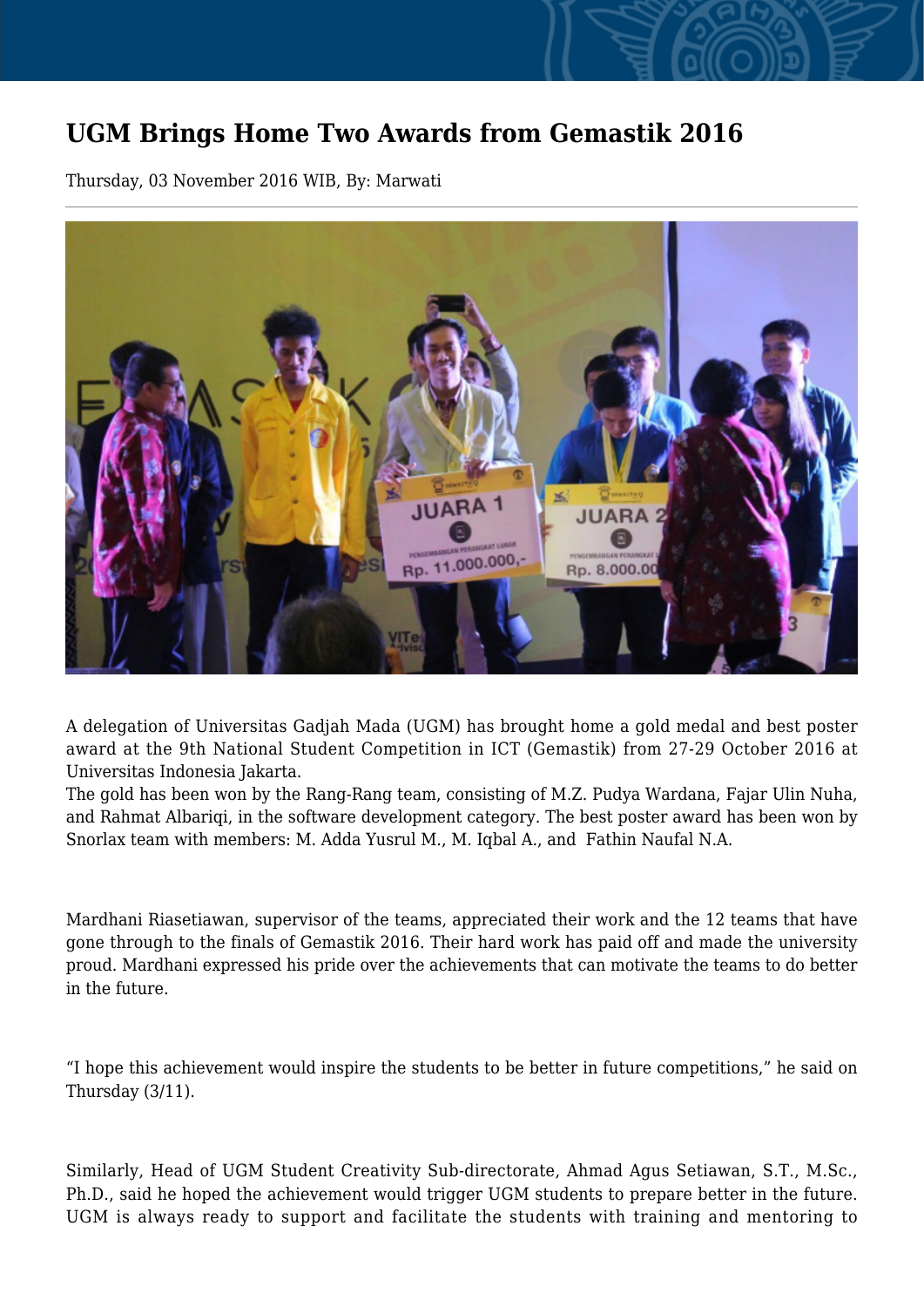# UGM Brings Home Two Awards from Gemastik 2016

Thursday, 03 November 2016 WIB, By: Marwati

A delegation of Universitas Gadjah Mada (UGM) has brought home a gold medal and best poster award at the 9th National Student Competition in ICT (Gemastik) from 27-29 October 2016 at Universitas Indonesia Jakarta.

The gold has been won by the Rang-Rang team, consisting of M.Z. Pudya Wardana, Fajar Ulin Nuha, and Rahmat Albariqi, in the software development category. The best poster award has been won by Snorlax team with members: M. Adda Yusrul M., M. Iqbal A., and Fathin Naufal N.A.

Mardhani Riasetiawan, supervisor of the teams, appreciated their work and the 12 teams that have gone through to the finals of Gemastik 2016. Their hard work has paid off and made the university proud. Mardhani expressed his pride over the achievements that can motivate the teams to do better in the future.

"I hope this achievement would inspire the students to be better in future competitions," he said on Thursday (3/11).

Similarly, Head of UGM Student Creativity Sub-directorate, Ahmad Agus Setiawan, S.T., M.Sc., Ph.D., said he hoped the achievement would trigger UGM students to prepare better in the future. UGM is always ready to support and facilitate the students with training and mentoring to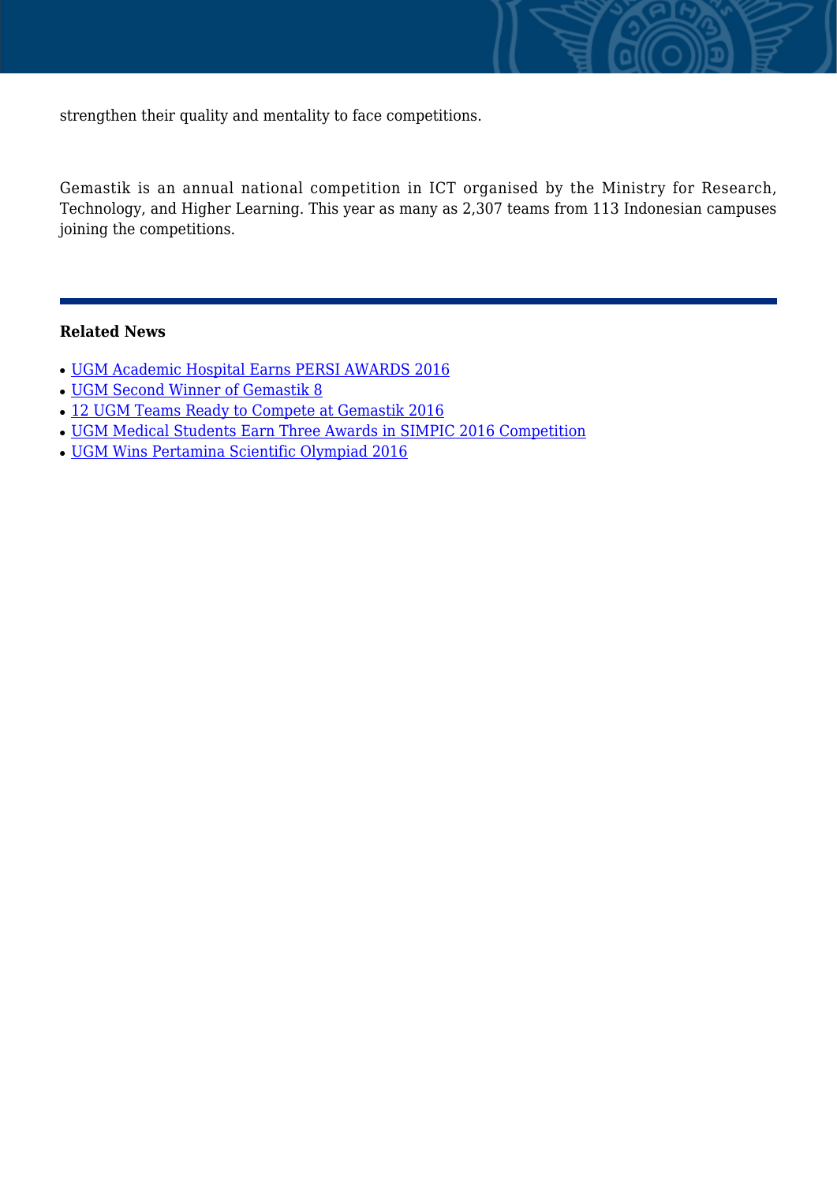strengthen their quality and mentality to face competitions.

Gemastik is an annual national competition in ICT organised by the Ministry for Research, Technology, and Higher Learning. This year as many as 2,307 teams from 113 Indonesian campuses joining the competitions.

---

**Related News**

- UGM Academic Hospital Earns PERSI AWARDS 2016
- UGM Second Winner of Gemastik 8
- 12 UGM Teams Ready to Compete at Gemastik 2016
- UGM Medical Students Earn Three Awards in SIMPIC 2016 Competition
- UGM Wins Pertamina Scientific Olympiad 2016